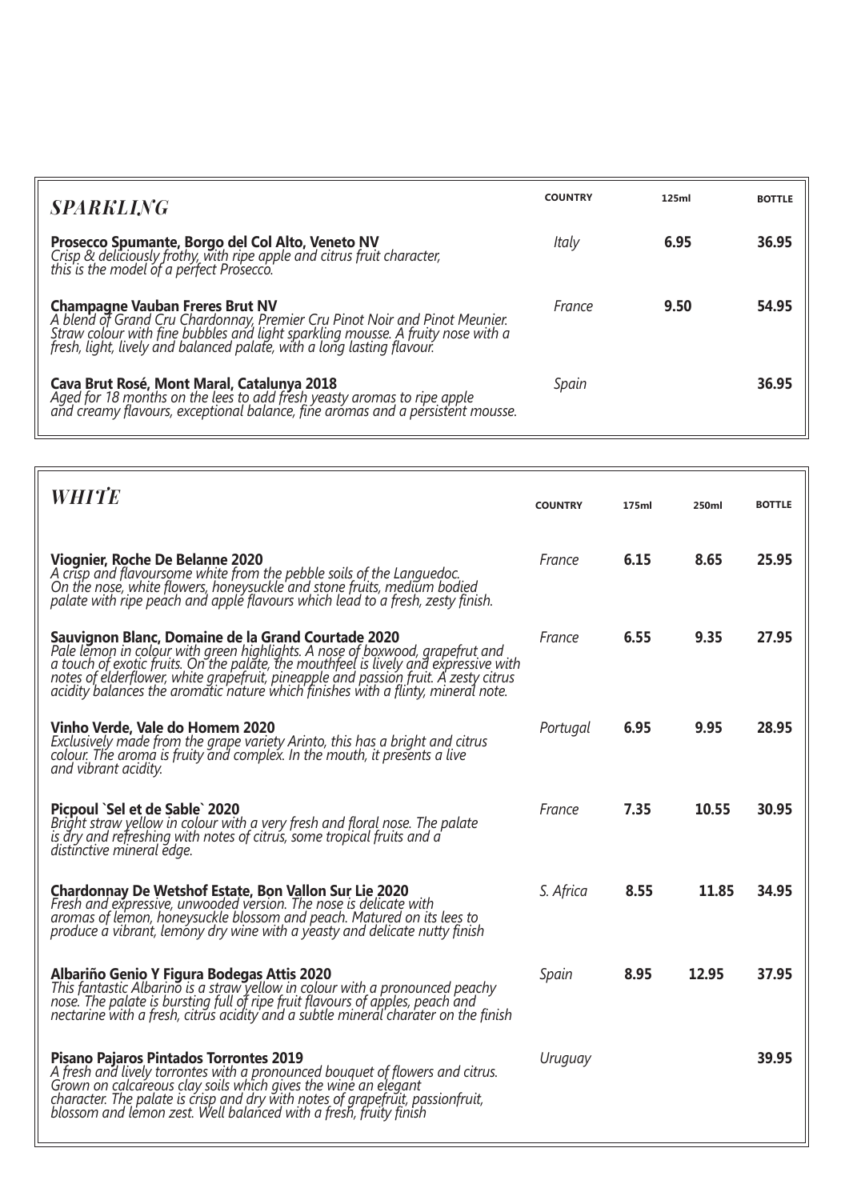## SPARKLING

| | COUNTRY | 125ml | BOTTLE |
|---|---|---|---|
| **Prosecco Spumante, Borgo del Col Alto, Veneto NV** *Crisp & deliciously frothy, with ripe apple and citrus fruit character, this is the model of a perfect Prosecco.* | *Italy* | 6.95 | 36.95 |
| **Champagne Vauban Freres Brut NV** *A blend of Grand Cru Chardonnay, Premier Cru Pinot Noir and Pinot Meunier. Straw colour with fine bubbles and light sparkling mousse. A fruity nose with a fresh, light, lively and balanced palate, with a long lasting flavour.* | *France* | 9.50 | 54.95 |
| **Cava Brut Rosé, Mont Maral, Catalunya 2018** *Aged for 18 months on the lees to add fresh yeasty aromas to ripe apple and creamy flavours, exceptional balance, fine aromas and a persistent mousse.* | *Spain* | | 36.95 |

## WHITE

| | COUNTRY | 175ml | 250ml | BOTTLE |
|---|---|---|---|---|
| **Viognier, Roche De Belanne 2020** *A crisp and flavoursome white from the pebble soils of the Languedoc. On the nose, white flowers, honeysuckle and stone fruits, medium bodied palate with ripe peach and apple flavours which lead to a fresh, zesty finish.* | *France* | 6.15 | 8.65 | 25.95 |
| **Sauvignon Blanc, Domaine de la Grand Courtade 2020** *Pale lemon in colour with green highlights. A nose of boxwood, grapefrut and a touch of exotic fruits. On the palate, the mouthfeel is lively and expressive with notes of elderflower, white grapefruit, pineapple and passion fruit. A zesty citrus acidity balances the aromatic nature which finishes with a flinty, mineral note.* | *France* | 6.55 | 9.35 | 27.95 |
| **Vinho Verde, Vale do Homem 2020** *Exclusively made from the grape variety Arinto, this has a bright and citrus colour. The aroma is fruity and complex. In the mouth, it presents a live and vibrant acidity.* | *Portugal* | 6.95 | 9.95 | 28.95 |
| **Picpoul `Sel et de Sable` 2020** *Bright straw yellow in colour with a very fresh and floral nose. The palate is dry and refreshing with notes of citrus, some tropical fruits and a distinctive mineral edge.* | *France* | 7.35 | 10.55 | 30.95 |
| **Chardonnay De Wetshof Estate, Bon Vallon Sur Lie 2020** *Fresh and expressive, unwooded version. The nose is delicate with aromas of lemon, honeysuckle blossom and peach. Matured on its lees to produce a vibrant, lemony dry wine with a yeasty and delicate nutty finish* | *S. Africa* | 8.55 | 11.85 | 34.95 |
| **Albariño Genio Y Figura Bodegas Attis 2020** *This fantastic Albarino is a straw yellow in colour with a pronounced peachy nose. The palate is bursting full of ripe fruit flavours of apples, peach and nectarine with a fresh, citrus acidity and a subtle mineral charater on the finish* | *Spain* | 8.95 | 12.95 | 37.95 |
| **Pisano Pajaros Pintados Torrontes 2019** *A fresh and lively torrontes with a pronounced bouquet of flowers and citrus. Grown on calcareous clay soils which gives the wine an elegant character. The palate is crisp and dry with notes of grapefruit, passionfruit, blossom and lemon zest. Well balanced with a fresh, fruity finish* | *Uruguay* | | | 39.95 |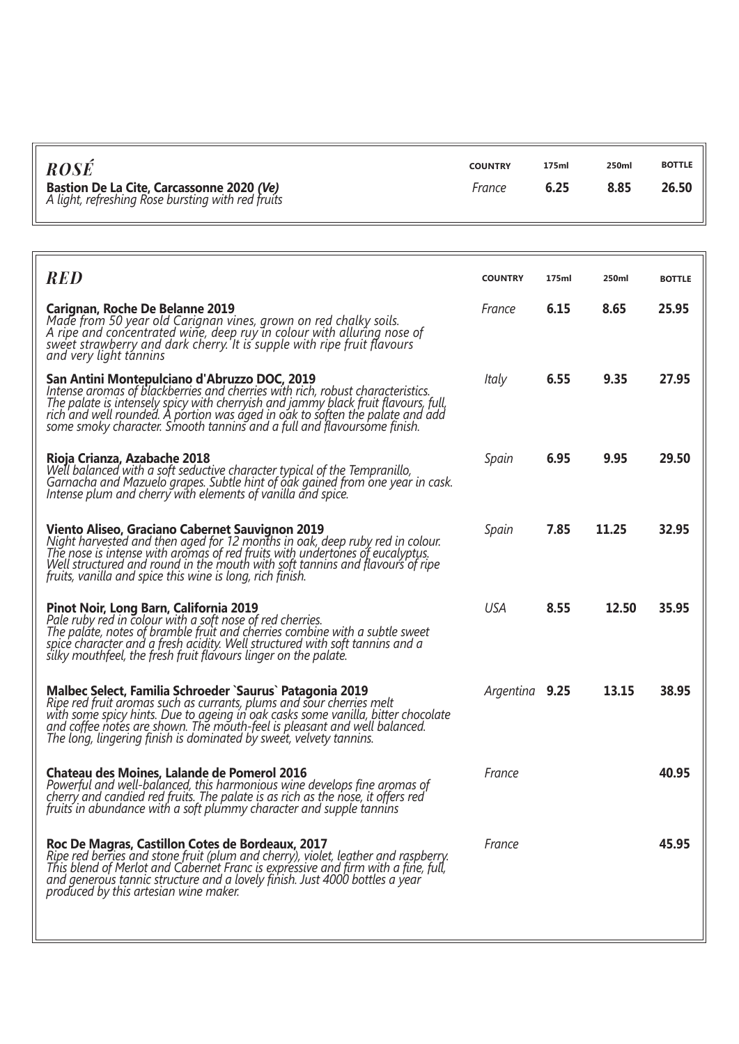| ROSÉ | COUNTRY | 175ml | 250ml | BOTTLE |
| --- | --- | --- | --- | --- |
| **Bastion De La Cite, Carcassonne 2020** ***(Ve)***<br>*A light, refreshing Rose bursting with red fruits* | *France* | **6.25** | **8.85** | **26.50** |

| RED | COUNTRY | 175ml | 250ml | BOTTLE |
| --- | --- | --- | --- | --- |
| **Carignan, Roche De Belanne 2019**<br>*Made from 50 year old Carignan vines, grown on red chalky soils. A ripe and concentrated wine, deep ruy in colour with alluring nose of sweet strawberry and dark cherry. It is supple with ripe fruit flavours and very light tannins* | *France* | **6.15** | **8.65** | **25.95** |
| **San Antini Montepulciano d'Abruzzo DOC, 2019**<br>*Intense aromas of blackberries and cherries with rich, robust characteristics. The palate is intensely spicy with cherryish and jammy black fruit flavours, full, rich and well rounded. A portion was aged in oak to soften the palate and add some smoky character. Smooth tannins and a full and flavoursome finish.* | *Italy* | **6.55** | **9.35** | **27.95** |
| **Rioja Crianza, Azabache 2018**<br>*Well balanced with a soft seductive character typical of the Tempranillo, Garnacha and Mazuelo grapes. Subtle hint of oak gained from one year in cask. Intense plum and cherry with elements of vanilla and spice.* | *Spain* | **6.95** | **9.95** | **29.50** |
| **Viento Aliseo, Graciano Cabernet Sauvignon 2019**<br>*Night harvested and then aged for 12 months in oak, deep ruby red in colour. The nose is intense with aromas of red fruits with undertones of eucalyptus. Well structured and round in the mouth with soft tannins and flavours of ripe fruits, vanilla and spice this wine is long, rich finish.* | *Spain* | **7.85** | **11.25** | **32.95** |
| **Pinot Noir, Long Barn, California 2019**<br>*Pale ruby red in colour with a soft nose of red cherries. The palate, notes of bramble fruit and cherries combine with a subtle sweet spice character and a fresh acidity. Well structured with soft tannins and a silky mouthfeel, the fresh fruit flavours linger on the palate.* | *USA* | **8.55** | **12.50** | **35.95** |
| **Malbec Select, Familia Schroeder `Saurus` Patagonia 2019**<br>*Ripe red fruit aromas such as currants, plums and sour cherries melt with some spicy hints. Due to ageing in oak casks some vanilla, bitter chocolate and coffee notes are shown. The mouth-feel is pleasant and well balanced. The long, lingering finish is dominated by sweet, velvety tannins.* | *Argentina* | **9.25** | **13.15** | **38.95** |
| **Chateau des Moines, Lalande de Pomerol 2016**<br>*Powerful and well-balanced, this harmonious wine develops fine aromas of cherry and candied red fruits. The palate is as rich as the nose, it offers red fruits in abundance with a soft plummy character and supple tannins* | *France* | | | **40.95** |
| **Roc De Magras, Castillon Cotes de Bordeaux, 2017**<br>*Ripe red berries and stone fruit (plum and cherry), violet, leather and raspberry. This blend of Merlot and Cabernet Franc is expressive and firm with a fine, full, and generous tannic structure and a lovely finish. Just 4000 bottles a year produced by this artesian wine maker.* | *France* | | | **45.95** |